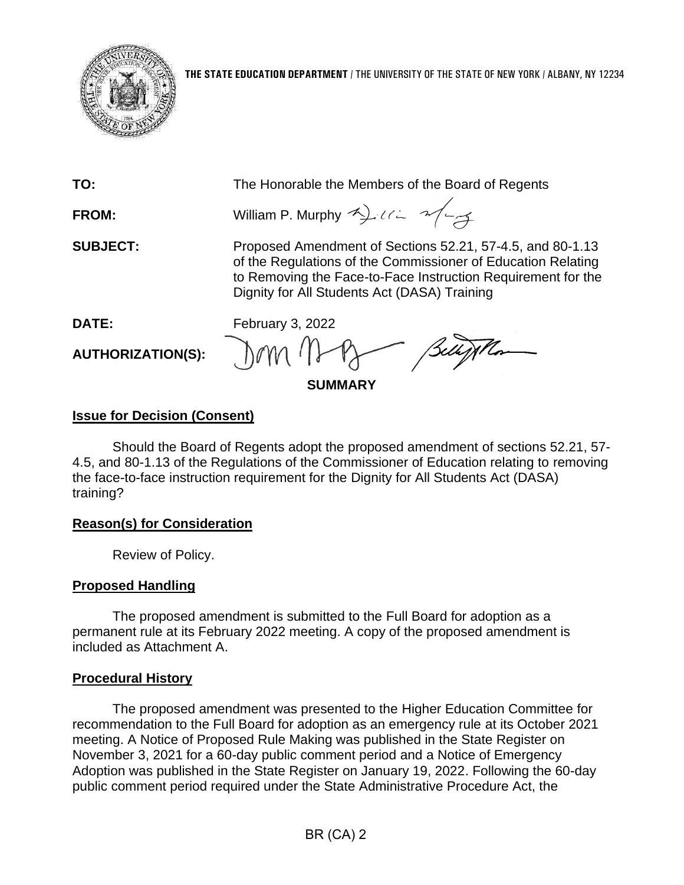**THE STATE EDUCATION DEPARTMENT** / THE UNIVERSITY OF THE STATE OF NEW YORK / ALBANY, NY 12234

**TO:** The Honorable the Members of the Board of Regents

**FROM:** William P. Murphy

**SUBJECT:** Proposed Amendment of Sections 52.21, 57-4.5, and 80-1.13 of the Regulations of the Commissioner of Education Relating to Removing the Face-to-Face Instruction Requirement for the Dignity for All Students Act (DASA) Training

**DATE:** February 3, 2022

**AUTHORIZATION(S):**

**SUMMARY**

## Issue for Decision (Consent)

Should the Board of Regents adopt the proposed amendment of sections 52.21, 57-4.5, and 80-1.13 of the Regulations of the Commissioner of Education relating to removing the face-to-face instruction requirement for the Dignity for All Students Act (DASA) training?

## Reason(s) for Consideration

Review of Policy.

## Proposed Handling

The proposed amendment is submitted to the Full Board for adoption as a permanent rule at its February 2022 meeting. A copy of the proposed amendment is included as Attachment A.

## Procedural History

The proposed amendment was presented to the Higher Education Committee for recommendation to the Full Board for adoption as an emergency rule at its October 2021 meeting. A Notice of Proposed Rule Making was published in the State Register on November 3, 2021 for a 60-day public comment period and a Notice of Emergency Adoption was published in the State Register on January 19, 2022. Following the 60-day public comment period required under the State Administrative Procedure Act, the

BR (CA) 2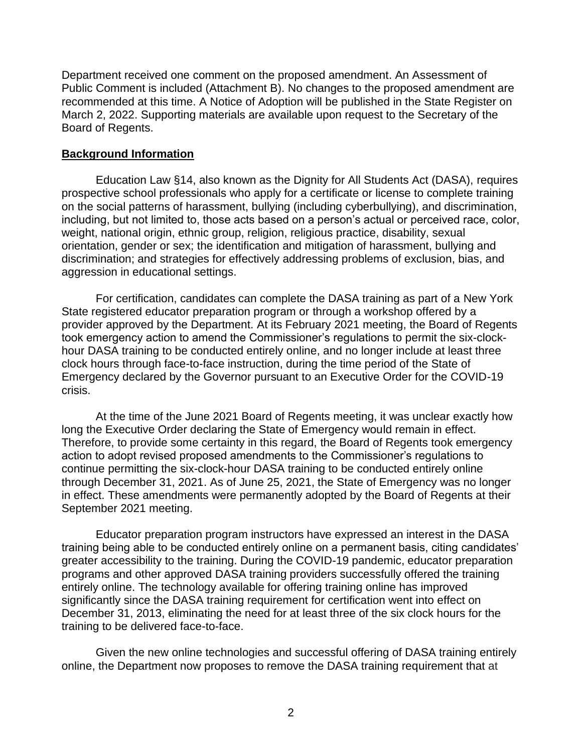Department received one comment on the proposed amendment. An Assessment of Public Comment is included (Attachment B). No changes to the proposed amendment are recommended at this time. A Notice of Adoption will be published in the State Register on March 2, 2022. Supporting materials are available upon request to the Secretary of the Board of Regents.

**Background Information**

Education Law §14, also known as the Dignity for All Students Act (DASA), requires prospective school professionals who apply for a certificate or license to complete training on the social patterns of harassment, bullying (including cyberbullying), and discrimination, including, but not limited to, those acts based on a person's actual or perceived race, color, weight, national origin, ethnic group, religion, religious practice, disability, sexual orientation, gender or sex; the identification and mitigation of harassment, bullying and discrimination; and strategies for effectively addressing problems of exclusion, bias, and aggression in educational settings.

For certification, candidates can complete the DASA training as part of a New York State registered educator preparation program or through a workshop offered by a provider approved by the Department. At its February 2021 meeting, the Board of Regents took emergency action to amend the Commissioner's regulations to permit the six-clock-hour DASA training to be conducted entirely online, and no longer include at least three clock hours through face-to-face instruction, during the time period of the State of Emergency declared by the Governor pursuant to an Executive Order for the COVID-19 crisis.

At the time of the June 2021 Board of Regents meeting, it was unclear exactly how long the Executive Order declaring the State of Emergency would remain in effect. Therefore, to provide some certainty in this regard, the Board of Regents took emergency action to adopt revised proposed amendments to the Commissioner's regulations to continue permitting the six-clock-hour DASA training to be conducted entirely online through December 31, 2021. As of June 25, 2021, the State of Emergency was no longer in effect. These amendments were permanently adopted by the Board of Regents at their September 2021 meeting.

Educator preparation program instructors have expressed an interest in the DASA training being able to be conducted entirely online on a permanent basis, citing candidates' greater accessibility to the training. During the COVID-19 pandemic, educator preparation programs and other approved DASA training providers successfully offered the training entirely online. The technology available for offering training online has improved significantly since the DASA training requirement for certification went into effect on December 31, 2013, eliminating the need for at least three of the six clock hours for the training to be delivered face-to-face.

Given the new online technologies and successful offering of DASA training entirely online, the Department now proposes to remove the DASA training requirement that at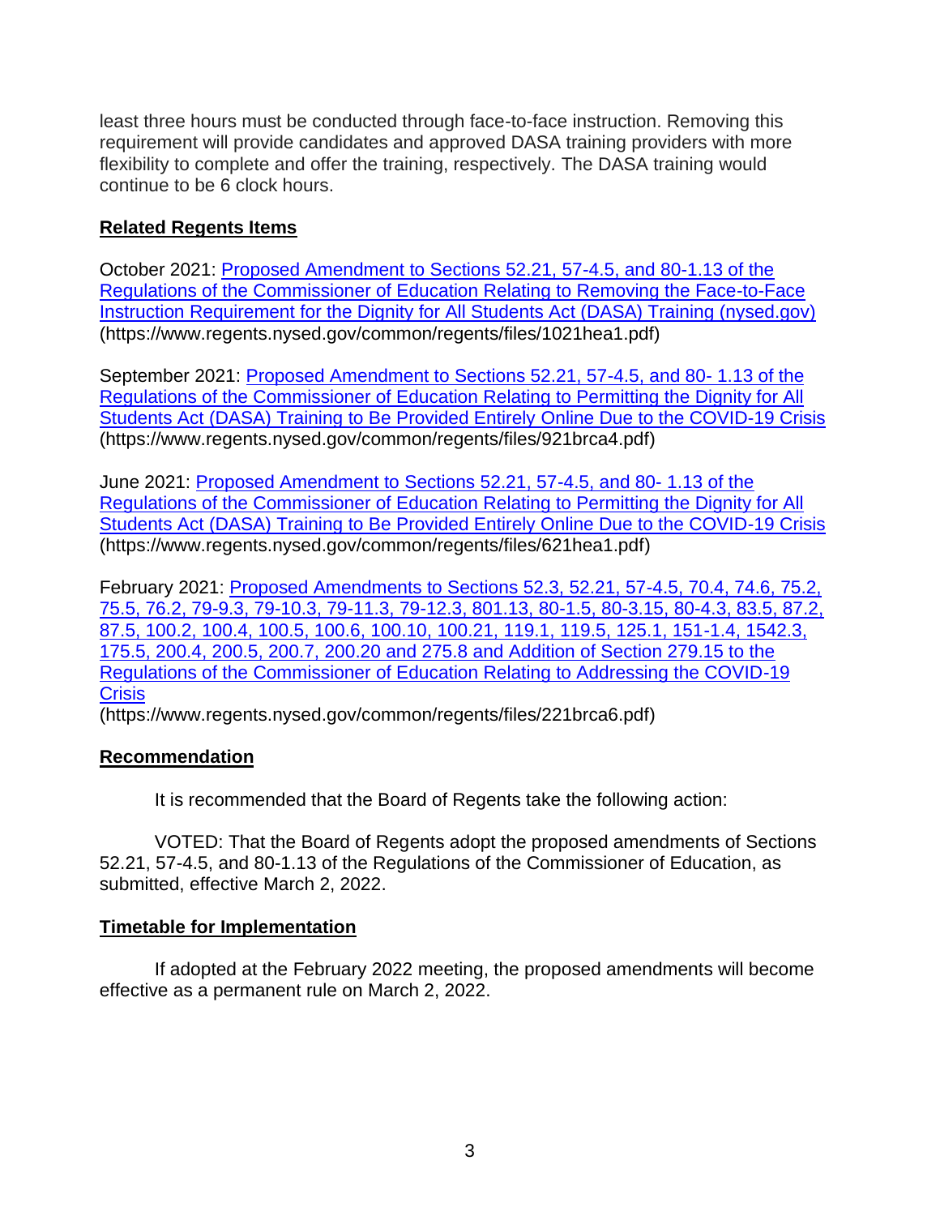least three hours must be conducted through face-to-face instruction. Removing this requirement will provide candidates and approved DASA training providers with more flexibility to complete and offer the training, respectively. The DASA training would continue to be 6 clock hours.

**Related Regents Items**

October 2021: [Proposed Amendment to Sections 52.21, 57-4.5, and 80-1.13 of the Regulations of the Commissioner of Education Relating to Removing the Face-to-Face Instruction Requirement for the Dignity for All Students Act (DASA) Training (nysed.gov)](https://www.regents.nysed.gov/common/regents/files/1021hea1.pdf) (https://www.regents.nysed.gov/common/regents/files/1021hea1.pdf)

September 2021: [Proposed Amendment to Sections 52.21, 57-4.5, and 80- 1.13 of the Regulations of the Commissioner of Education Relating to Permitting the Dignity for All Students Act (DASA) Training to Be Provided Entirely Online Due to the COVID-19 Crisis](https://www.regents.nysed.gov/common/regents/files/921brca4.pdf) (https://www.regents.nysed.gov/common/regents/files/921brca4.pdf)

June 2021: [Proposed Amendment to Sections 52.21, 57-4.5, and 80- 1.13 of the Regulations of the Commissioner of Education Relating to Permitting the Dignity for All Students Act (DASA) Training to Be Provided Entirely Online Due to the COVID-19 Crisis](https://www.regents.nysed.gov/common/regents/files/621hea1.pdf) (https://www.regents.nysed.gov/common/regents/files/621hea1.pdf)

February 2021: [Proposed Amendments to Sections 52.3, 52.21, 57-4.5, 70.4, 74.6, 75.2, 75.5, 76.2, 79-9.3, 79-10.3, 79-11.3, 79-12.3, 801.13, 80-1.5, 80-3.15, 80-4.3, 83.5, 87.2, 87.5, 100.2, 100.4, 100.5, 100.6, 100.10, 100.21, 119.1, 119.5, 125.1, 151-1.4, 1542.3, 175.5, 200.4, 200.5, 200.7, 200.20 and 275.8 and Addition of Section 279.15 to the Regulations of the Commissioner of Education Relating to Addressing the COVID-19 Crisis](https://www.regents.nysed.gov/common/regents/files/221brca6.pdf)
(https://www.regents.nysed.gov/common/regents/files/221brca6.pdf)

**Recommendation**

It is recommended that the Board of Regents take the following action:

VOTED: That the Board of Regents adopt the proposed amendments of Sections 52.21, 57-4.5, and 80-1.13 of the Regulations of the Commissioner of Education, as submitted, effective March 2, 2022.

**Timetable for Implementation**

If adopted at the February 2022 meeting, the proposed amendments will become effective as a permanent rule on March 2, 2022.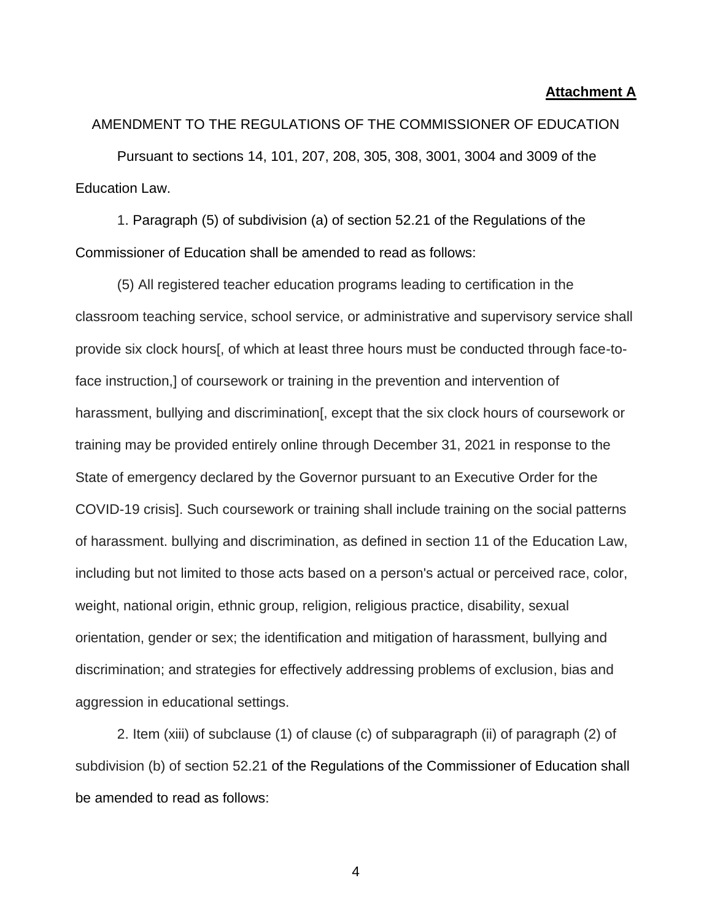**Attachment A**

AMENDMENT TO THE REGULATIONS OF THE COMMISSIONER OF EDUCATION

Pursuant to sections 14, 101, 207, 208, 305, 308, 3001, 3004 and 3009 of the Education Law.

1. Paragraph (5) of subdivision (a) of section 52.21 of the Regulations of the Commissioner of Education shall be amended to read as follows:

(5) All registered teacher education programs leading to certification in the classroom teaching service, school service, or administrative and supervisory service shall provide six clock hours[, of which at least three hours must be conducted through face-to-face instruction,] of coursework or training in the prevention and intervention of harassment, bullying and discrimination[, except that the six clock hours of coursework or training may be provided entirely online through December 31, 2021 in response to the State of emergency declared by the Governor pursuant to an Executive Order for the COVID-19 crisis]. Such coursework or training shall include training on the social patterns of harassment. bullying and discrimination, as defined in section 11 of the Education Law, including but not limited to those acts based on a person's actual or perceived race, color, weight, national origin, ethnic group, religion, religious practice, disability, sexual orientation, gender or sex; the identification and mitigation of harassment, bullying and discrimination; and strategies for effectively addressing problems of exclusion, bias and aggression in educational settings.

2. Item (xiii) of subclause (1) of clause (c) of subparagraph (ii) of paragraph (2) of subdivision (b) of section 52.21 of the Regulations of the Commissioner of Education shall be amended to read as follows: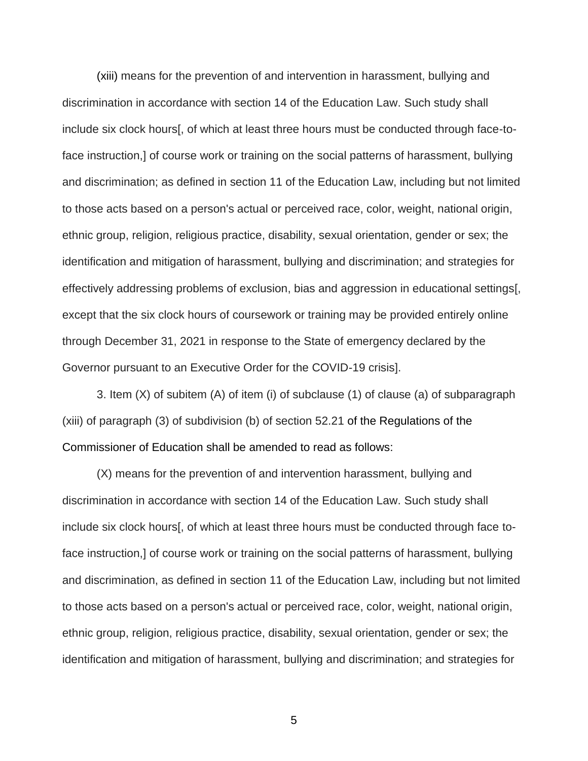(xiii) means for the prevention of and intervention in harassment, bullying and discrimination in accordance with section 14 of the Education Law. Such study shall include six clock hours[, of which at least three hours must be conducted through face-to-face instruction,] of course work or training on the social patterns of harassment, bullying and discrimination; as defined in section 11 of the Education Law, including but not limited to those acts based on a person's actual or perceived race, color, weight, national origin, ethnic group, religion, religious practice, disability, sexual orientation, gender or sex; the identification and mitigation of harassment, bullying and discrimination; and strategies for effectively addressing problems of exclusion, bias and aggression in educational settings[, except that the six clock hours of coursework or training may be provided entirely online through December 31, 2021 in response to the State of emergency declared by the Governor pursuant to an Executive Order for the COVID-19 crisis].

3. Item (X) of subitem (A) of item (i) of subclause (1) of clause (a) of subparagraph (xiii) of paragraph (3) of subdivision (b) of section 52.21 of the Regulations of the Commissioner of Education shall be amended to read as follows:

(X) means for the prevention of and intervention harassment, bullying and discrimination in accordance with section 14 of the Education Law. Such study shall include six clock hours[, of which at least three hours must be conducted through face to-face instruction,] of course work or training on the social patterns of harassment, bullying and discrimination, as defined in section 11 of the Education Law, including but not limited to those acts based on a person's actual or perceived race, color, weight, national origin, ethnic group, religion, religious practice, disability, sexual orientation, gender or sex; the identification and mitigation of harassment, bullying and discrimination; and strategies for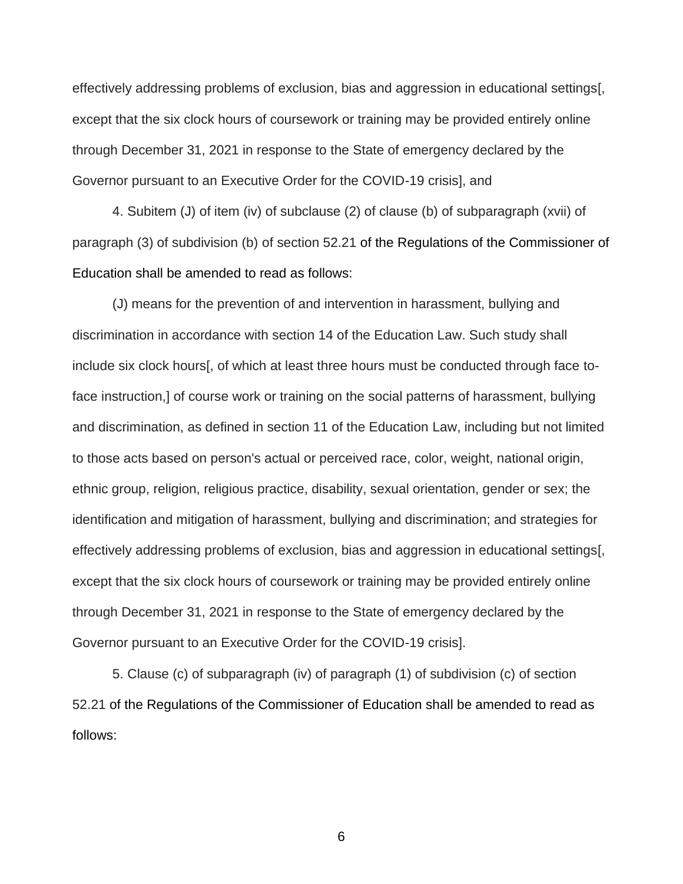effectively addressing problems of exclusion, bias and aggression in educational settings[, except that the six clock hours of coursework or training may be provided entirely online through December 31, 2021 in response to the State of emergency declared by the Governor pursuant to an Executive Order for the COVID-19 crisis], and

4. Subitem (J) of item (iv) of subclause (2) of clause (b) of subparagraph (xvii) of paragraph (3) of subdivision (b) of section 52.21 of the Regulations of the Commissioner of Education shall be amended to read as follows:

(J) means for the prevention of and intervention in harassment, bullying and discrimination in accordance with section 14 of the Education Law. Such study shall include six clock hours[, of which at least three hours must be conducted through face to-face instruction,] of course work or training on the social patterns of harassment, bullying and discrimination, as defined in section 11 of the Education Law, including but not limited to those acts based on person's actual or perceived race, color, weight, national origin, ethnic group, religion, religious practice, disability, sexual orientation, gender or sex; the identification and mitigation of harassment, bullying and discrimination; and strategies for effectively addressing problems of exclusion, bias and aggression in educational settings[, except that the six clock hours of coursework or training may be provided entirely online through December 31, 2021 in response to the State of emergency declared by the Governor pursuant to an Executive Order for the COVID-19 crisis].

5. Clause (c) of subparagraph (iv) of paragraph (1) of subdivision (c) of section 52.21 of the Regulations of the Commissioner of Education shall be amended to read as follows: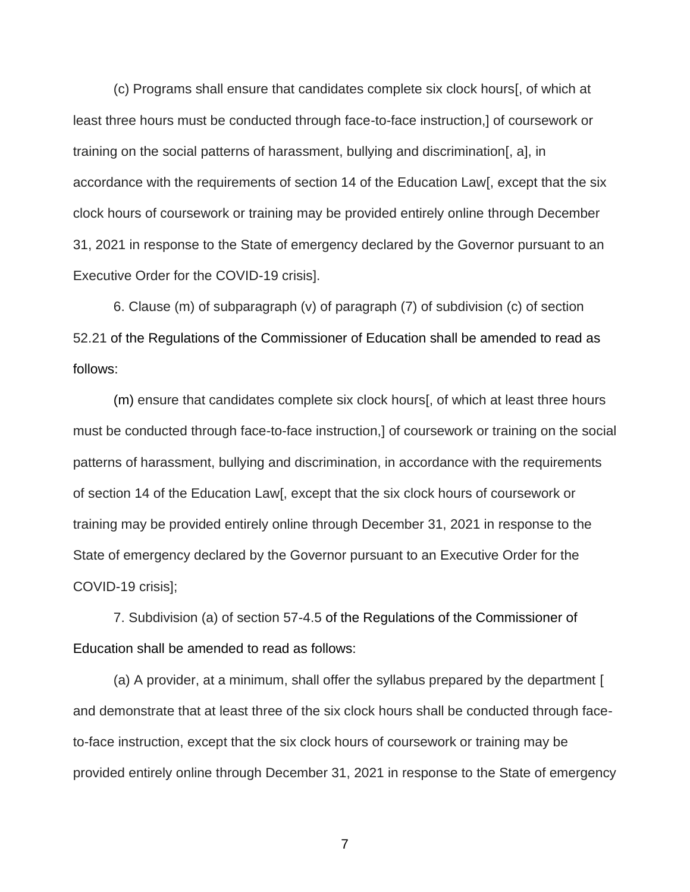(c) Programs shall ensure that candidates complete six clock hours[, of which at least three hours must be conducted through face-to-face instruction,] of coursework or training on the social patterns of harassment, bullying and discrimination[, a], in accordance with the requirements of section 14 of the Education Law[, except that the six clock hours of coursework or training may be provided entirely online through December 31, 2021 in response to the State of emergency declared by the Governor pursuant to an Executive Order for the COVID-19 crisis].

6. Clause (m) of subparagraph (v) of paragraph (7) of subdivision (c) of section 52.21 of the Regulations of the Commissioner of Education shall be amended to read as follows:

(m) ensure that candidates complete six clock hours[, of which at least three hours must be conducted through face-to-face instruction,] of coursework or training on the social patterns of harassment, bullying and discrimination, in accordance with the requirements of section 14 of the Education Law[, except that the six clock hours of coursework or training may be provided entirely online through December 31, 2021 in response to the State of emergency declared by the Governor pursuant to an Executive Order for the COVID-19 crisis];

7. Subdivision (a) of section 57-4.5 of the Regulations of the Commissioner of Education shall be amended to read as follows:

(a) A provider, at a minimum, shall offer the syllabus prepared by the department [ and demonstrate that at least three of the six clock hours shall be conducted through face-to-face instruction, except that the six clock hours of coursework or training may be provided entirely online through December 31, 2021 in response to the State of emergency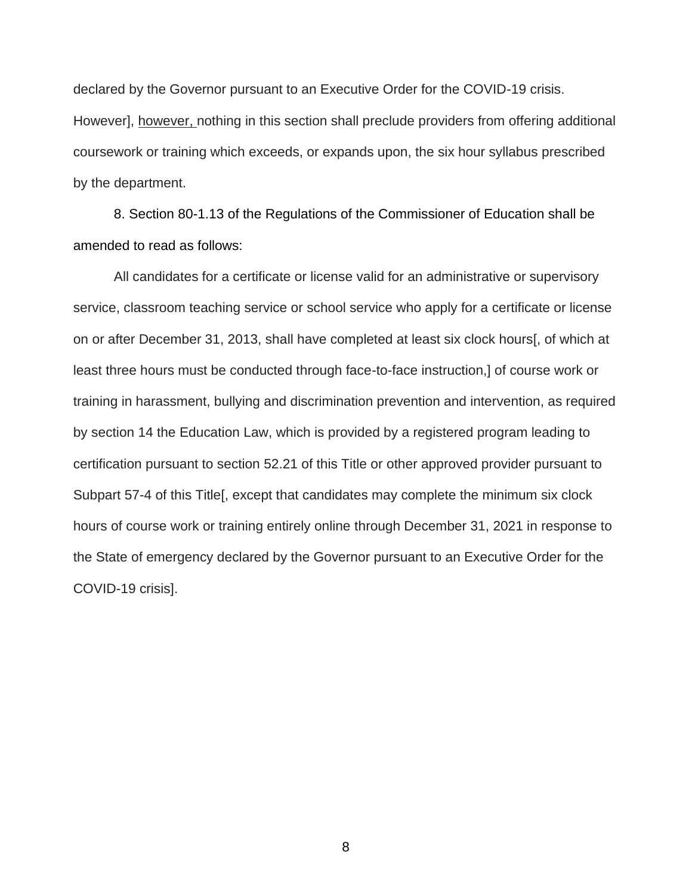declared by the Governor pursuant to an Executive Order for the COVID-19 crisis. However], <u>however,</u> nothing in this section shall preclude providers from offering additional coursework or training which exceeds, or expands upon, the six hour syllabus prescribed by the department.

8. Section 80-1.13 of the Regulations of the Commissioner of Education shall be amended to read as follows:

All candidates for a certificate or license valid for an administrative or supervisory service, classroom teaching service or school service who apply for a certificate or license on or after December 31, 2013, shall have completed at least six clock hours[, of which at least three hours must be conducted through face-to-face instruction,] of course work or training in harassment, bullying and discrimination prevention and intervention, as required by section 14 the Education Law, which is provided by a registered program leading to certification pursuant to section 52.21 of this Title or other approved provider pursuant to Subpart 57-4 of this Title[, except that candidates may complete the minimum six clock hours of course work or training entirely online through December 31, 2021 in response to the State of emergency declared by the Governor pursuant to an Executive Order for the COVID-19 crisis].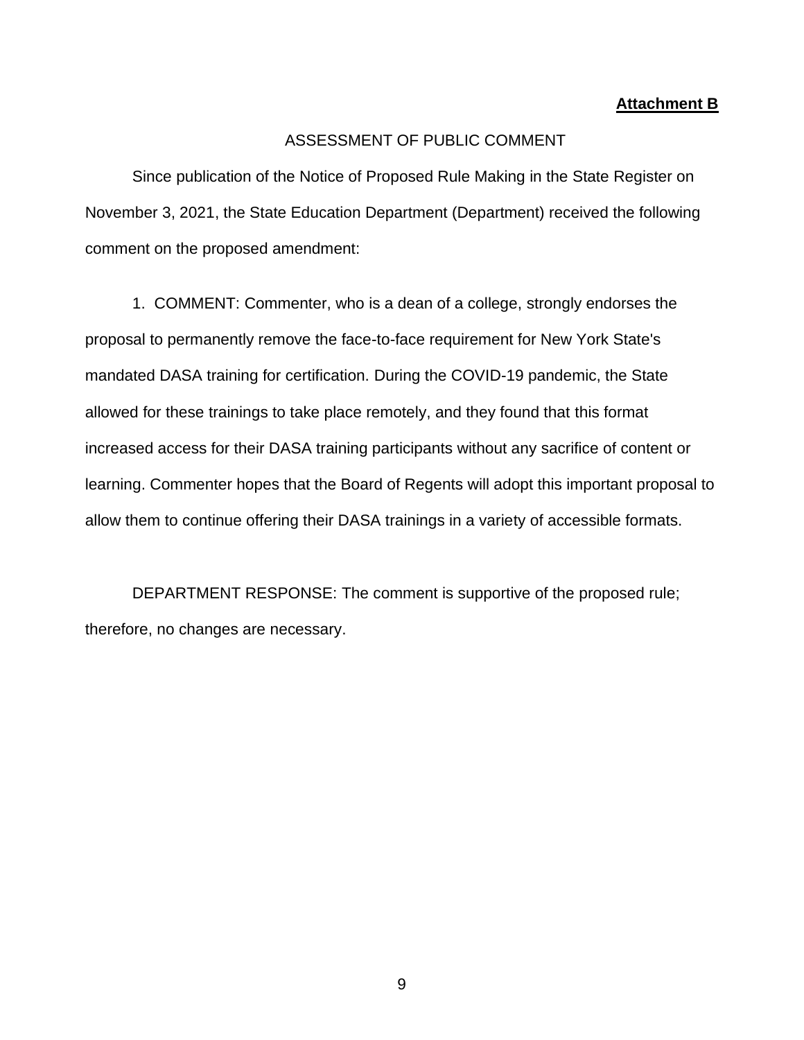**Attachment B**

# ASSESSMENT OF PUBLIC COMMENT

Since publication of the Notice of Proposed Rule Making in the State Register on November 3, 2021, the State Education Department (Department) received the following comment on the proposed amendment:

1. COMMENT: Commenter, who is a dean of a college, strongly endorses the proposal to permanently remove the face-to-face requirement for New York State's mandated DASA training for certification. During the COVID-19 pandemic, the State allowed for these trainings to take place remotely, and they found that this format increased access for their DASA training participants without any sacrifice of content or learning. Commenter hopes that the Board of Regents will adopt this important proposal to allow them to continue offering their DASA trainings in a variety of accessible formats.

DEPARTMENT RESPONSE: The comment is supportive of the proposed rule; therefore, no changes are necessary.